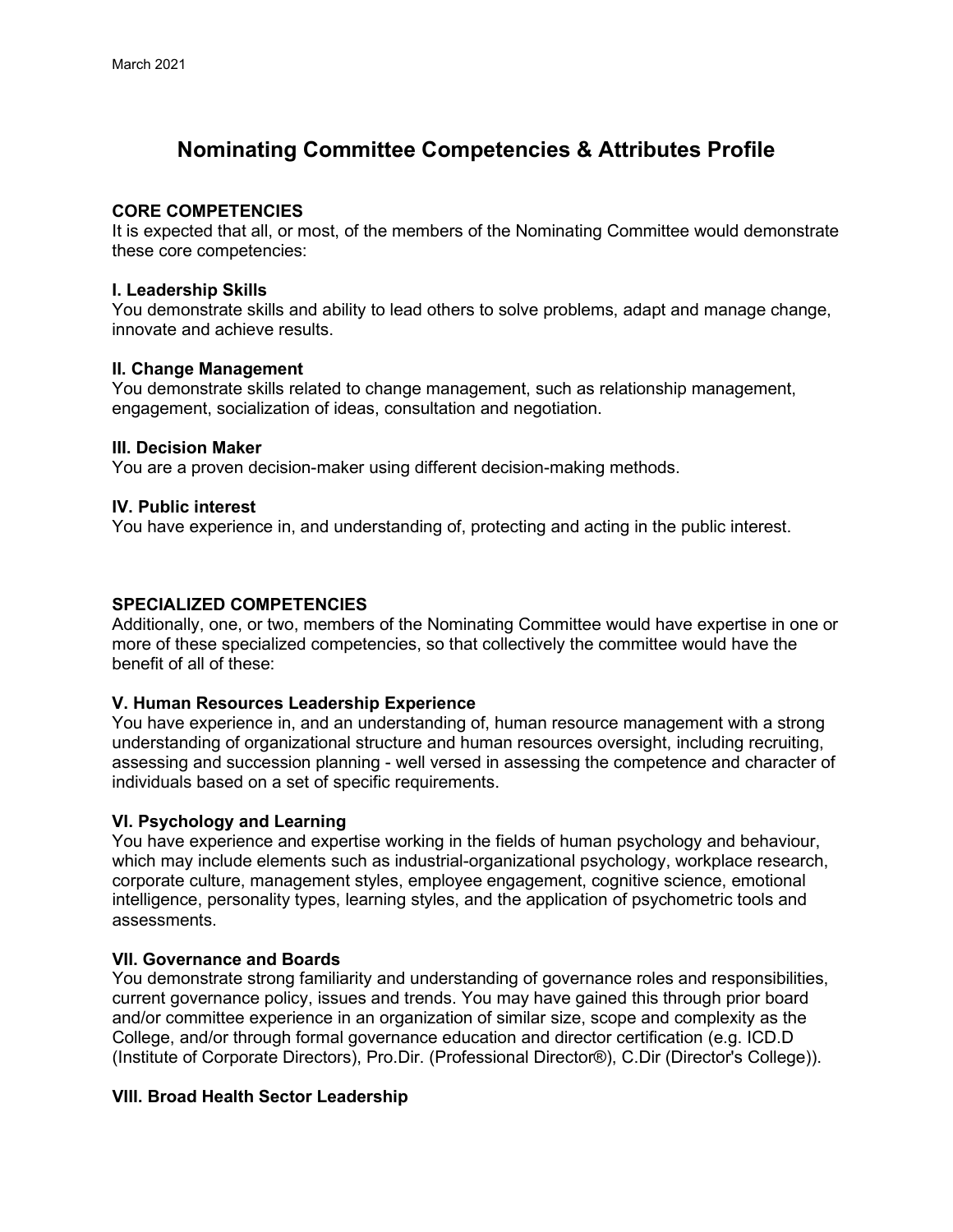March 2021

# Nominating Committee Competencies & Attributes Profile

## CORE COMPETENCIES

It is expected that all, or most, of the members of the Nominating Committee would demonstrate these core competencies:

### I. Leadership Skills

You demonstrate skills and ability to lead others to solve problems, adapt and manage change, innovate and achieve results.

### II. Change Management

You demonstrate skills related to change management, such as relationship management, engagement, socialization of ideas, consultation and negotiation.

### III. Decision Maker

You are a proven decision-maker using different decision-making methods.

### IV. Public interest

You have experience in, and understanding of, protecting and acting in the public interest.

## SPECIALIZED COMPETENCIES

Additionally, one, or two, members of the Nominating Committee would have expertise in one or more of these specialized competencies, so that collectively the committee would have the benefit of all of these:

### V. Human Resources Leadership Experience

You have experience in, and an understanding of, human resource management with a strong understanding of organizational structure and human resources oversight, including recruiting, assessing and succession planning - well versed in assessing the competence and character of individuals based on a set of specific requirements.

### VI. Psychology and Learning

You have experience and expertise working in the fields of human psychology and behaviour, which may include elements such as industrial-organizational psychology, workplace research, corporate culture, management styles, employee engagement, cognitive science, emotional intelligence, personality types, learning styles, and the application of psychometric tools and assessments.

### VII. Governance and Boards

You demonstrate strong familiarity and understanding of governance roles and responsibilities, current governance policy, issues and trends. You may have gained this through prior board and/or committee experience in an organization of similar size, scope and complexity as the College, and/or through formal governance education and director certification (e.g. ICD.D (Institute of Corporate Directors), Pro.Dir. (Professional Director®), C.Dir (Director's College)).

### VIII. Broad Health Sector Leadership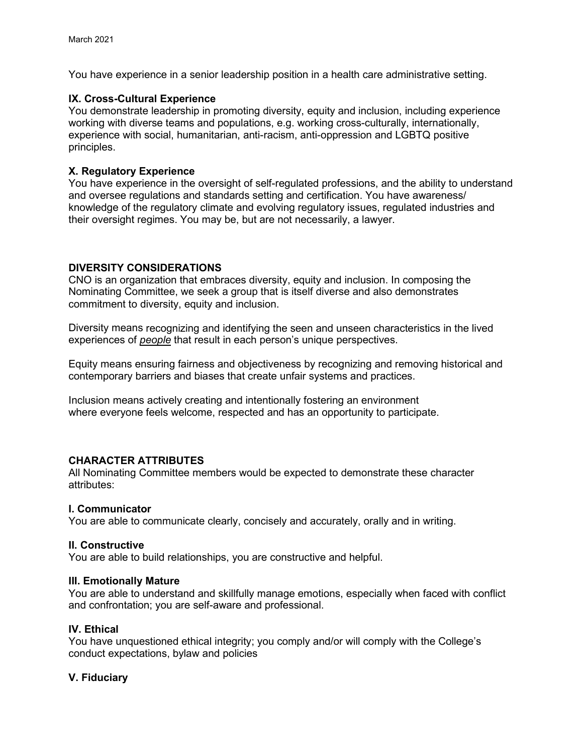You have experience in a senior leadership position in a health care administrative setting.

**IX. Cross-Cultural Experience**
You demonstrate leadership in promoting diversity, equity and inclusion, including experience working with diverse teams and populations, e.g. working cross-culturally, internationally, experience with social, humanitarian, anti-racism, anti-oppression and LGBTQ positive principles.

**X. Regulatory Experience**
You have experience in the oversight of self-regulated professions, and the ability to understand and oversee regulations and standards setting and certification. You have awareness/ knowledge of the regulatory climate and evolving regulatory issues, regulated industries and their oversight regimes. You may be, but are not necessarily, a lawyer.

## DIVERSITY CONSIDERATIONS

CNO is an organization that embraces diversity, equity and inclusion. In composing the Nominating Committee, we seek a group that is itself diverse and also demonstrates commitment to diversity, equity and inclusion.

Diversity means recognizing and identifying the seen and unseen characteristics in the lived experiences of *people* that result in each person's unique perspectives.

Equity means ensuring fairness and objectiveness by recognizing and removing historical and contemporary barriers and biases that create unfair systems and practices.

Inclusion means actively creating and intentionally fostering an environment where everyone feels welcome, respected and has an opportunity to participate.

## CHARACTER ATTRIBUTES

All Nominating Committee members would be expected to demonstrate these character attributes:

**I. Communicator**
You are able to communicate clearly, concisely and accurately, orally and in writing.

**II. Constructive**
You are able to build relationships, you are constructive and helpful.

**III. Emotionally Mature**
You are able to understand and skillfully manage emotions, especially when faced with conflict and confrontation; you are self-aware and professional.

**IV. Ethical**
You have unquestioned ethical integrity; you comply and/or will comply with the College's conduct expectations, bylaw and policies

**V. Fiduciary**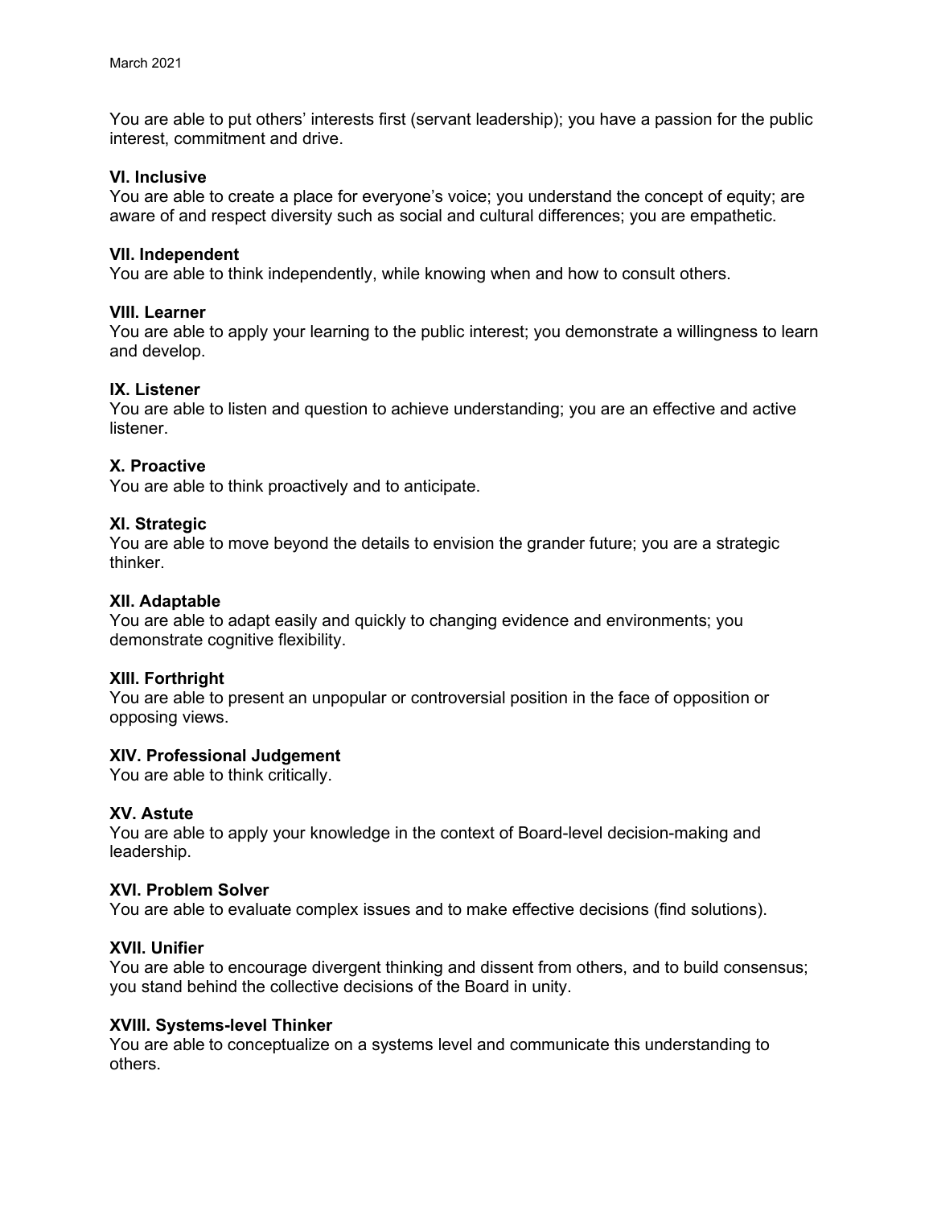You are able to put others' interests first (servant leadership); you have a passion for the public interest, commitment and drive.

**VI. Inclusive**
You are able to create a place for everyone's voice; you understand the concept of equity; are aware of and respect diversity such as social and cultural differences; you are empathetic.

**VII. Independent**
You are able to think independently, while knowing when and how to consult others.

**VIII. Learner**
You are able to apply your learning to the public interest; you demonstrate a willingness to learn and develop.

**IX. Listener**
You are able to listen and question to achieve understanding; you are an effective and active listener.

**X. Proactive**
You are able to think proactively and to anticipate.

**XI. Strategic**
You are able to move beyond the details to envision the grander future; you are a strategic thinker.

**XII. Adaptable**
You are able to adapt easily and quickly to changing evidence and environments; you demonstrate cognitive flexibility.

**XIII. Forthright**
You are able to present an unpopular or controversial position in the face of opposition or opposing views.

**XIV. Professional Judgement**
You are able to think critically.

**XV. Astute**
You are able to apply your knowledge in the context of Board-level decision-making and leadership.

**XVI. Problem Solver**
You are able to evaluate complex issues and to make effective decisions (find solutions).

**XVII. Unifier**
You are able to encourage divergent thinking and dissent from others, and to build consensus; you stand behind the collective decisions of the Board in unity.

**XVIII. Systems-level Thinker**
You are able to conceptualize on a systems level and communicate this understanding to others.